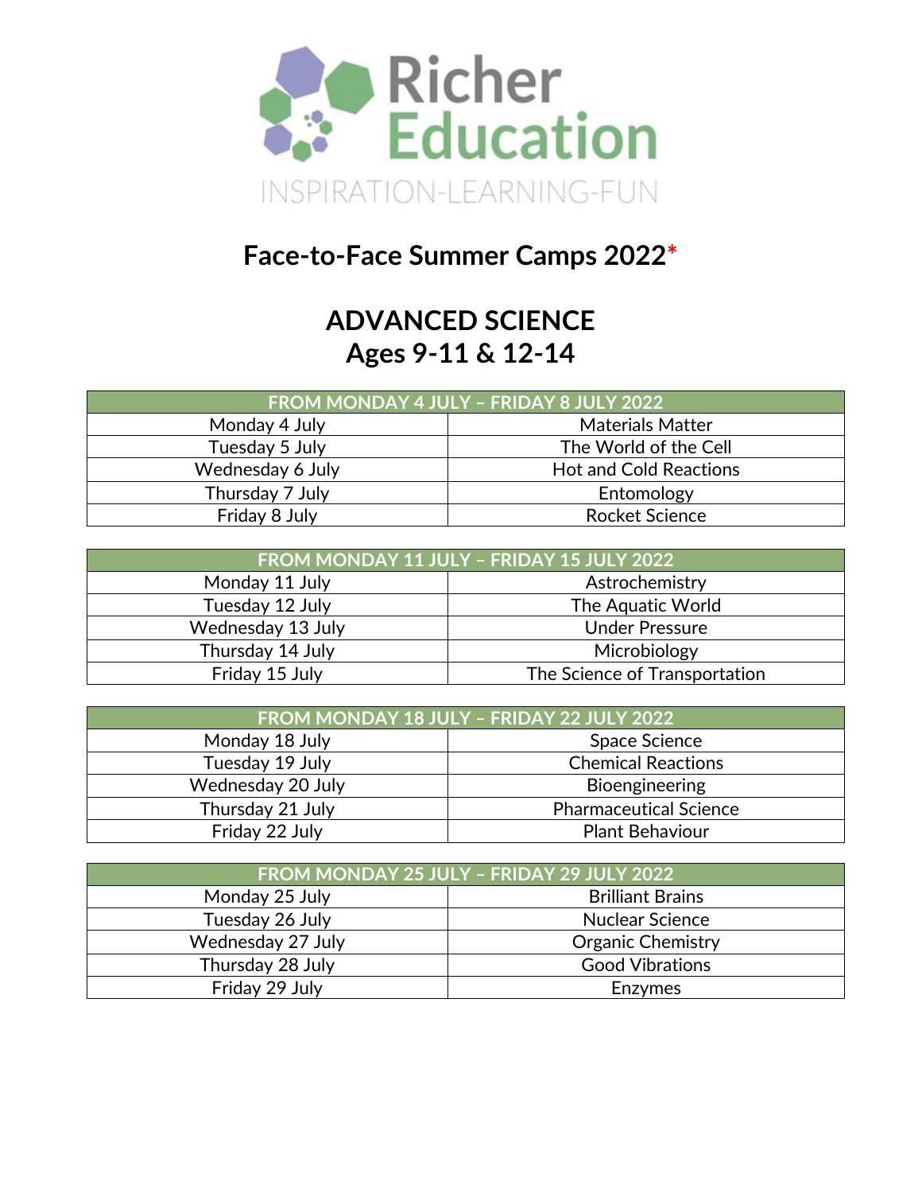Richer Education

INSPIRATION-LEARNING-FUN

# Face-to-Face Summer Camps 2022*

# ADVANCED SCIENCE
# Ages 9-11 & 12-14

| FROM MONDAY 4 JULY – FRIDAY 8 JULY 2022 | |
|---|---|
| Monday 4 July | Materials Matter |
| Tuesday 5 July | The World of the Cell |
| Wednesday 6 July | Hot and Cold Reactions |
| Thursday 7 July | Entomology |
| Friday 8 July | Rocket Science |

| FROM MONDAY 11 JULY – FRIDAY 15 JULY 2022 | |
|---|---|
| Monday 11 July | Astrochemistry |
| Tuesday 12 July | The Aquatic World |
| Wednesday 13 July | Under Pressure |
| Thursday 14 July | Microbiology |
| Friday 15 July | The Science of Transportation |

| FROM MONDAY 18 JULY – FRIDAY 22 JULY 2022 | |
|---|---|
| Monday 18 July | Space Science |
| Tuesday 19 July | Chemical Reactions |
| Wednesday 20 July | Bioengineering |
| Thursday 21 July | Pharmaceutical Science |
| Friday 22 July | Plant Behaviour |

| FROM MONDAY 25 JULY – FRIDAY 29 JULY 2022 | |
|---|---|
| Monday 25 July | Brilliant Brains |
| Tuesday 26 July | Nuclear Science |
| Wednesday 27 July | Organic Chemistry |
| Thursday 28 July | Good Vibrations |
| Friday 29 July | Enzymes |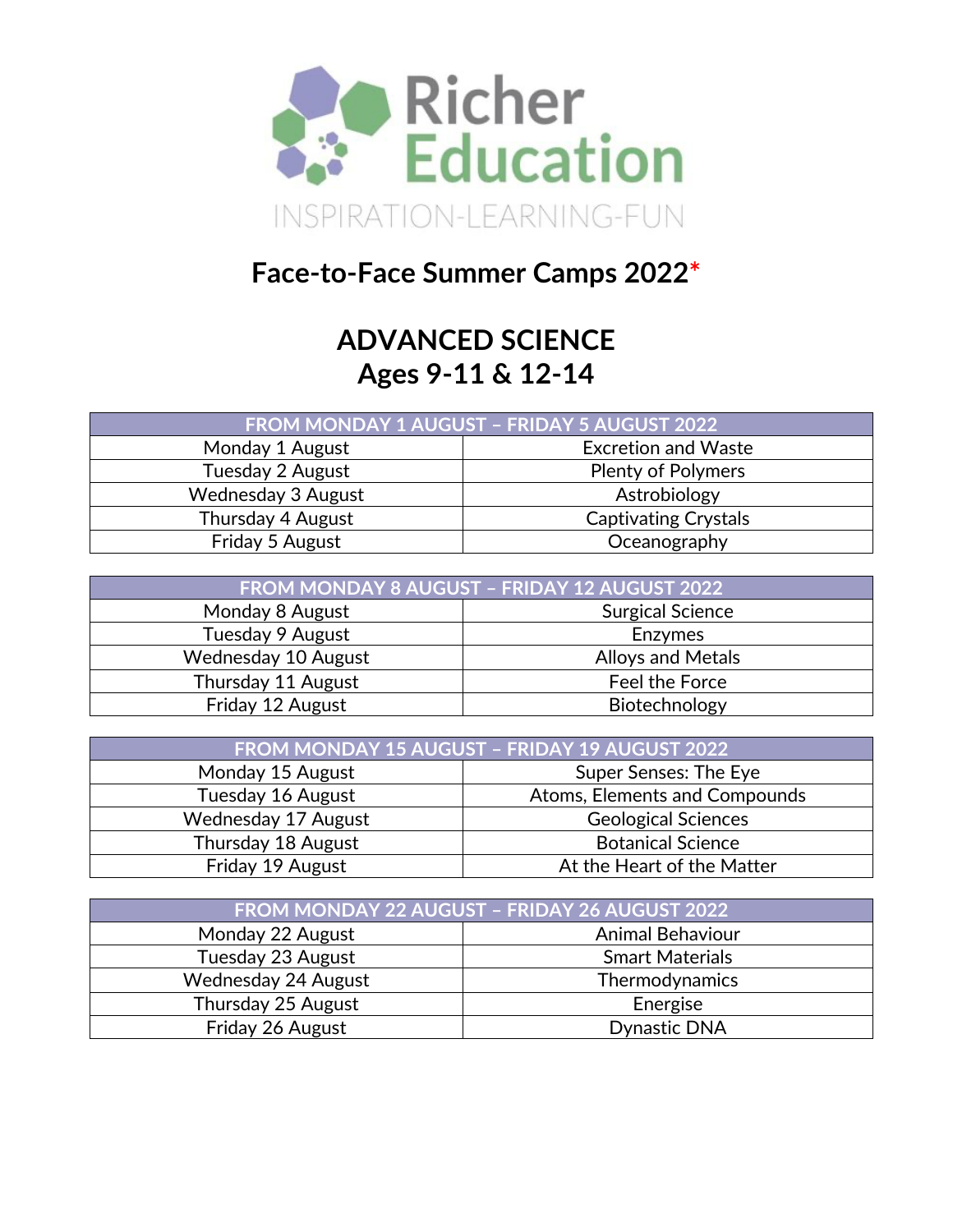Richer Education

INSPIRATION-LEARNING-FUN

## Face-to-Face Summer Camps 2022*

# ADVANCED SCIENCE
# Ages 9-11 & 12-14

| FROM MONDAY 1 AUGUST – FRIDAY 5 AUGUST 2022 | |
|---|---|
| Monday 1 August | Excretion and Waste |
| Tuesday 2 August | Plenty of Polymers |
| Wednesday 3 August | Astrobiology |
| Thursday 4 August | Captivating Crystals |
| Friday 5 August | Oceanography |

| FROM MONDAY 8 AUGUST – FRIDAY 12 AUGUST 2022 | |
|---|---|
| Monday 8 August | Surgical Science |
| Tuesday 9 August | Enzymes |
| Wednesday 10 August | Alloys and Metals |
| Thursday 11 August | Feel the Force |
| Friday 12 August | Biotechnology |

| FROM MONDAY 15 AUGUST – FRIDAY 19 AUGUST 2022 | |
|---|---|
| Monday 15 August | Super Senses: The Eye |
| Tuesday 16 August | Atoms, Elements and Compounds |
| Wednesday 17 August | Geological Sciences |
| Thursday 18 August | Botanical Science |
| Friday 19 August | At the Heart of the Matter |

| FROM MONDAY 22 AUGUST – FRIDAY 26 AUGUST 2022 | |
|---|---|
| Monday 22 August | Animal Behaviour |
| Tuesday 23 August | Smart Materials |
| Wednesday 24 August | Thermodynamics |
| Thursday 25 August | Energise |
| Friday 26 August | Dynastic DNA |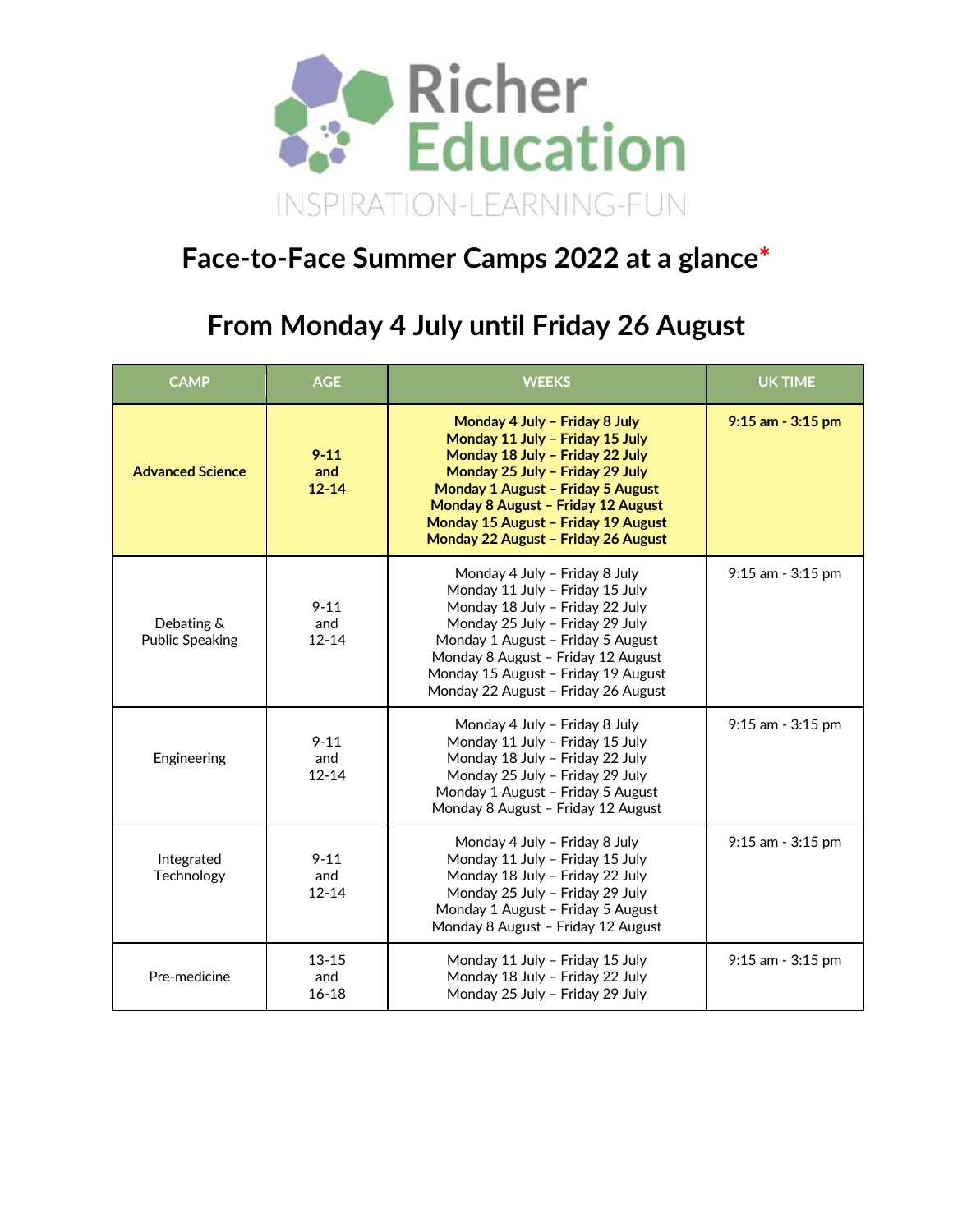Richer Education

INSPIRATION-LEARNING-FUN

# Face-to-Face Summer Camps 2022 at a glance*

## From Monday 4 July until Friday 26 August

| CAMP | AGE | WEEKS | UK TIME |
|---|---|---|---|
| **Advanced Science** | **9-11 and 12-14** | **Monday 4 July – Friday 8 July<br>Monday 11 July – Friday 15 July<br>Monday 18 July – Friday 22 July<br>Monday 25 July – Friday 29 July<br>Monday 1 August – Friday 5 August<br>Monday 8 August – Friday 12 August<br>Monday 15 August – Friday 19 August<br>Monday 22 August – Friday 26 August** | **9:15 am - 3:15 pm** |
| Debating & Public Speaking | 9-11 and 12-14 | Monday 4 July – Friday 8 July<br>Monday 11 July – Friday 15 July<br>Monday 18 July – Friday 22 July<br>Monday 25 July – Friday 29 July<br>Monday 1 August – Friday 5 August<br>Monday 8 August – Friday 12 August<br>Monday 15 August – Friday 19 August<br>Monday 22 August – Friday 26 August | 9:15 am - 3:15 pm |
| Engineering | 9-11 and 12-14 | Monday 4 July – Friday 8 July<br>Monday 11 July – Friday 15 July<br>Monday 18 July – Friday 22 July<br>Monday 25 July – Friday 29 July<br>Monday 1 August – Friday 5 August<br>Monday 8 August – Friday 12 August | 9:15 am - 3:15 pm |
| Integrated Technology | 9-11 and 12-14 | Monday 4 July – Friday 8 July<br>Monday 11 July – Friday 15 July<br>Monday 18 July – Friday 22 July<br>Monday 25 July – Friday 29 July<br>Monday 1 August – Friday 5 August<br>Monday 8 August – Friday 12 August | 9:15 am - 3:15 pm |
| Pre-medicine | 13-15 and 16-18 | Monday 11 July – Friday 15 July<br>Monday 18 July – Friday 22 July<br>Monday 25 July – Friday 29 July | 9:15 am - 3:15 pm |